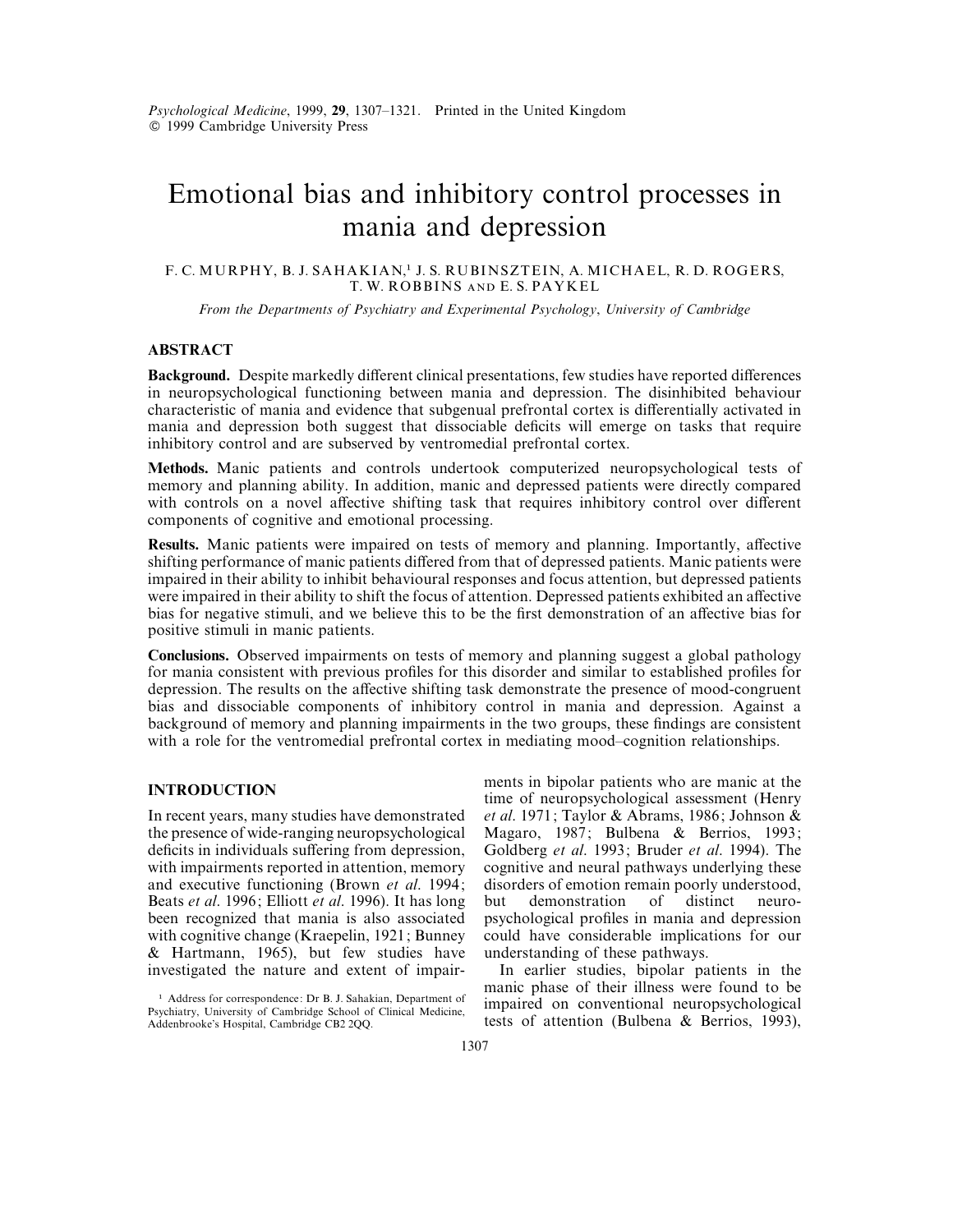# Emotional bias and inhibitory control processes in mania and depression

F. C. MURPHY, B. J. SAHAKIAN,[1] J. S. RUBINSZTEIN, A. MICHAEL, R. D. ROGERS, T. W. ROBBINS AND E. S. PAYKEL

*From the Departments of Psychiatry and Experimental Psychology, University of Cambridge*

## ABSTRACT

**Background.** Despite markedly different clinical presentations, few studies have reported differences in neuropsychological functioning between mania and depression. The disinhibited behaviour characteristic of mania and evidence that subgenual prefrontal cortex is differentially activated in mania and depression both suggest that dissociable deficits will emerge on tasks that require inhibitory control and are subserved by ventromedial prefrontal cortex.

**Methods.** Manic patients and controls undertook computerized neuropsychological tests of memory and planning ability. In addition, manic and depressed patients were directly compared with controls on a novel affective shifting task that requires inhibitory control over different components of cognitive and emotional processing.

**Results.** Manic patients were impaired on tests of memory and planning. Importantly, affective shifting performance of manic patients differed from that of depressed patients. Manic patients were impaired in their ability to inhibit behavioural responses and focus attention, but depressed patients were impaired in their ability to shift the focus of attention. Depressed patients exhibited an affective bias for negative stimuli, and we believe this to be the first demonstration of an affective bias for positive stimuli in manic patients.

**Conclusions.** Observed impairments on tests of memory and planning suggest a global pathology for mania consistent with previous profiles for this disorder and similar to established profiles for depression. The results on the affective shifting task demonstrate the presence of mood-congruent bias and dissociable components of inhibitory control in mania and depression. Against a background of memory and planning impairments in the two groups, these findings are consistent with a role for the ventromedial prefrontal cortex in mediating mood–cognition relationships.

## INTRODUCTION

In recent years, many studies have demonstrated the presence of wide-ranging neuropsychological deficits in individuals suffering from depression, with impairments reported in attention, memory and executive functioning (Brown *et al.* 1994; Beats *et al.* 1996; Elliott *et al.* 1996). It has long been recognized that mania is also associated with cognitive change (Kraepelin, 1921; Bunney & Hartmann, 1965), but few studies have investigated the nature and extent of impairments in bipolar patients who are manic at the time of neuropsychological assessment (Henry *et al.* 1971; Taylor & Abrams, 1986; Johnson & Magaro, 1987; Bulbena & Berrios, 1993; Goldberg *et al.* 1993; Bruder *et al.* 1994). The cognitive and neural pathways underlying these disorders of emotion remain poorly understood, but demonstration of distinct neuropsychological profiles in mania and depression could have considerable implications for our understanding of these pathways.

In earlier studies, bipolar patients in the manic phase of their illness were found to be impaired on conventional neuropsychological tests of attention (Bulbena & Berrios, 1993),

[1] Address for correspondence: Dr B. J. Sahakian, Department of Psychiatry, University of Cambridge School of Clinical Medicine, Addenbrooke's Hospital, Cambridge CB2 2QQ.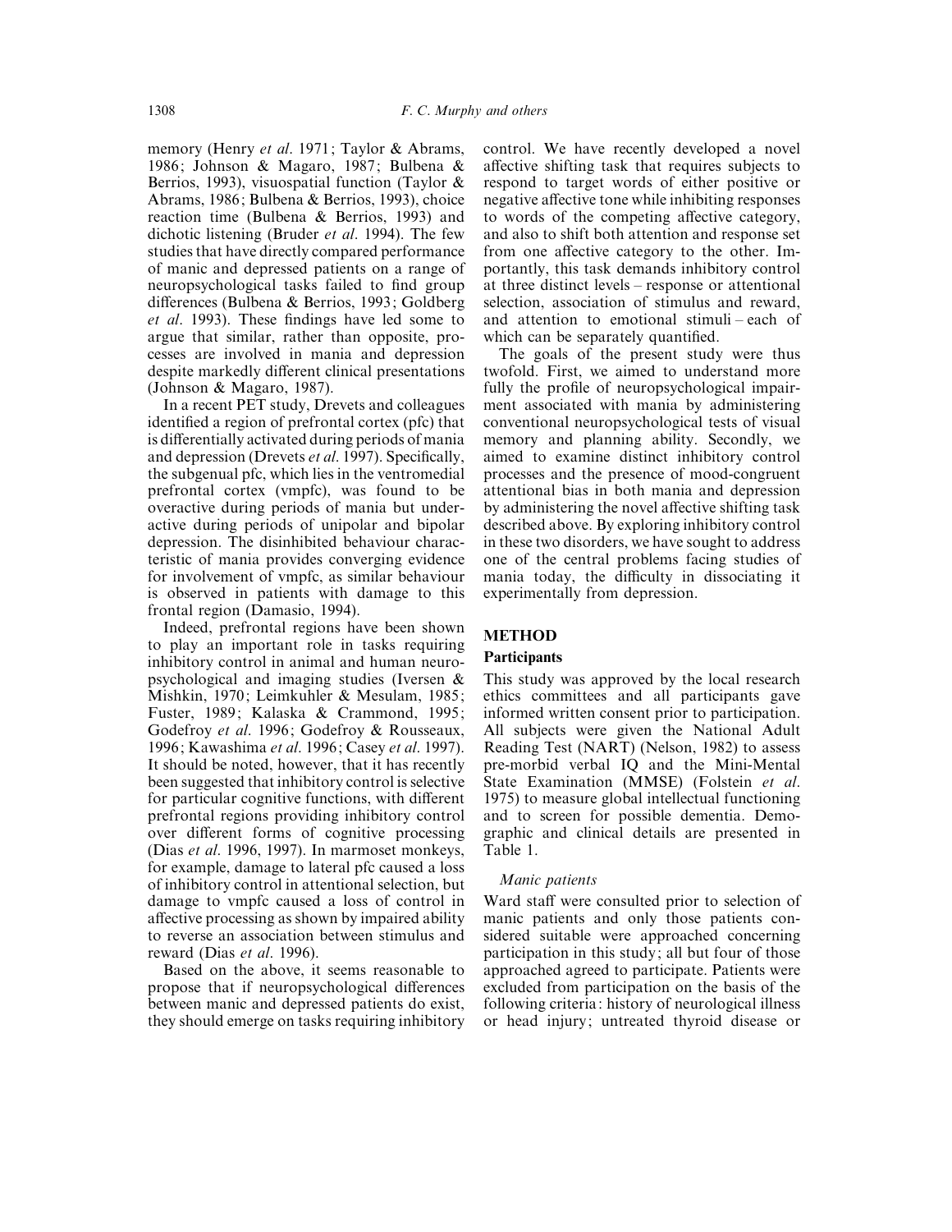memory (Henry *et al*. 1971; Taylor & Abrams, 1986; Johnson & Magaro, 1987; Bulbena & Berrios, 1993), visuospatial function (Taylor & Abrams, 1986; Bulbena & Berrios, 1993), choice reaction time (Bulbena & Berrios, 1993) and dichotic listening (Bruder *et al*. 1994). The few studies that have directly compared performance of manic and depressed patients on a range of neuropsychological tasks failed to find group differences (Bulbena & Berrios, 1993; Goldberg *et al*. 1993). These findings have led some to argue that similar, rather than opposite, processes are involved in mania and depression despite markedly different clinical presentations (Johnson & Magaro, 1987).

In a recent PET study, Drevets and colleagues identified a region of prefrontal cortex (pfc) that is differentially activated during periods of mania and depression (Drevets *et al*. 1997). Specifically, the subgenual pfc, which lies in the ventromedial prefrontal cortex (vmpfc), was found to be overactive during periods of mania but underactive during periods of unipolar and bipolar depression. The disinhibited behaviour characteristic of mania provides converging evidence for involvement of vmpfc, as similar behaviour is observed in patients with damage to this frontal region (Damasio, 1994).

Indeed, prefrontal regions have been shown to play an important role in tasks requiring inhibitory control in animal and human neuropsychological and imaging studies (Iversen & Mishkin, 1970; Leimkuhler & Mesulam, 1985; Fuster, 1989; Kalaska & Crammond, 1995; Godefroy *et al*. 1996; Godefroy & Rousseaux, 1996; Kawashima *et al*. 1996; Casey *et al*. 1997). It should be noted, however, that it has recently been suggested that inhibitory control is selective for particular cognitive functions, with different prefrontal regions providing inhibitory control over different forms of cognitive processing (Dias *et al*. 1996, 1997). In marmoset monkeys, for example, damage to lateral pfc caused a loss of inhibitory control in attentional selection, but damage to vmpfc caused a loss of control in affective processing as shown by impaired ability to reverse an association between stimulus and reward (Dias *et al*. 1996).

Based on the above, it seems reasonable to propose that if neuropsychological differences between manic and depressed patients do exist, they should emerge on tasks requiring inhibitory control. We have recently developed a novel affective shifting task that requires subjects to respond to target words of either positive or negative affective tone while inhibiting responses to words of the competing affective category, and also to shift both attention and response set from one affective category to the other. Importantly, this task demands inhibitory control at three distinct levels – response or attentional selection, association of stimulus and reward, and attention to emotional stimuli – each of which can be separately quantified.

The goals of the present study were thus twofold. First, we aimed to understand more fully the profile of neuropsychological impairment associated with mania by administering conventional neuropsychological tests of visual memory and planning ability. Secondly, we aimed to examine distinct inhibitory control processes and the presence of mood-congruent attentional bias in both mania and depression by administering the novel affective shifting task described above. By exploring inhibitory control in these two disorders, we have sought to address one of the central problems facing studies of mania today, the difficulty in dissociating it experimentally from depression.

## METHOD

### Participants

This study was approved by the local research ethics committees and all participants gave informed written consent prior to participation. All subjects were given the National Adult Reading Test (NART) (Nelson, 1982) to assess pre-morbid verbal IQ and the Mini-Mental State Examination (MMSE) (Folstein *et al*. 1975) to measure global intellectual functioning and to screen for possible dementia. Demographic and clinical details are presented in Table 1.

#### *Manic patients*

Ward staff were consulted prior to selection of manic patients and only those patients considered suitable were approached concerning participation in this study; all but four of those approached agreed to participate. Patients were excluded from participation on the basis of the following criteria: history of neurological illness or head injury; untreated thyroid disease or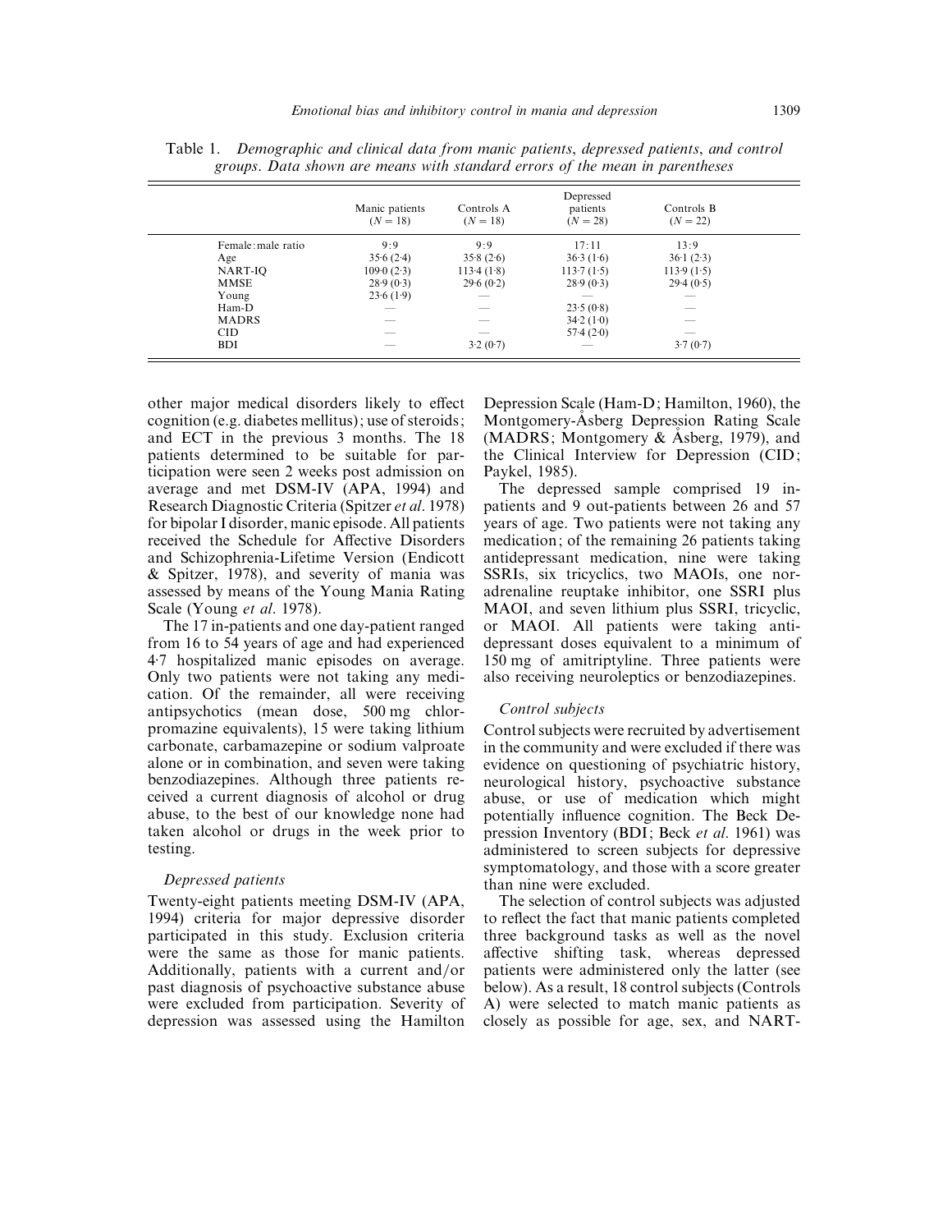Table 1. *Demographic and clinical data from manic patients, depressed patients, and control groups. Data shown are means with standard errors of the mean in parentheses*

| | Manic patients ($N = 18$) | Controls A ($N = 18$) | Depressed patients ($N = 28$) | Controls B ($N = 22$) |
|---|---|---|---|---|
| Female:male ratio | 9:9 | 9:9 | 17:11 | 13:9 |
| Age | 35·6 (2·4) | 35·8 (2·6) | 36·3 (1·6) | 36·1 (2·3) |
| NART-IQ | 109·0 (2·3) | 113·4 (1·8) | 113·7 (1·5) | 113·9 (1·5) |
| MMSE | 28·9 (0·3) | 29·6 (0·2) | 28·9 (0·3) | 29·4 (0·5) |
| Young | 23·6 (1·9) | — | — | — |
| Ham-D | — | — | 23·5 (0·8) | — |
| MADRS | — | — | 34·2 (1·0) | — |
| CID | — | — | 57·4 (2·0) | — |
| BDI | — | 3·2 (0·7) | — | 3·7 (0·7) |

other major medical disorders likely to effect cognition (e.g. diabetes mellitus); use of steroids; and ECT in the previous 3 months. The 18 patients determined to be suitable for participation were seen 2 weeks post admission on average and met DSM-IV (APA, 1994) and Research Diagnostic Criteria (Spitzer *et al.* 1978) for bipolar I disorder, manic episode. All patients received the Schedule for Affective Disorders and Schizophrenia-Lifetime Version (Endicott & Spitzer, 1978), and severity of mania was assessed by means of the Young Mania Rating Scale (Young *et al.* 1978).

The 17 in-patients and one day-patient ranged from 16 to 54 years of age and had experienced 4·7 hospitalized manic episodes on average. Only two patients were not taking any medication. Of the remainder, all were receiving antipsychotics (mean dose, 500 mg chlorpromazine equivalents), 15 were taking lithium carbonate, carbamazepine or sodium valproate alone or in combination, and seven were taking benzodiazepines. Although three patients received a current diagnosis of alcohol or drug abuse, to the best of our knowledge none had taken alcohol or drugs in the week prior to testing.

### *Depressed patients*

Twenty-eight patients meeting DSM-IV (APA, 1994) criteria for major depressive disorder participated in this study. Exclusion criteria were the same as those for manic patients. Additionally, patients with a current and/or past diagnosis of psychoactive substance abuse were excluded from participation. Severity of depression was assessed using the Hamilton Depression Scale (Ham-D; Hamilton, 1960), the Montgomery-Åsberg Depression Rating Scale (MADRS; Montgomery & Åsberg, 1979), and the Clinical Interview for Depression (CID; Paykel, 1985).

The depressed sample comprised 19 in-patients and 9 out-patients between 26 and 57 years of age. Two patients were not taking any medication; of the remaining 26 patients taking antidepressant medication, nine were taking SSRIs, six tricyclics, two MAOIs, one noradrenaline reuptake inhibitor, one SSRI plus MAOI, and seven lithium plus SSRI, tricyclic, or MAOI. All patients were taking antidepressant doses equivalent to a minimum of 150 mg of amitriptyline. Three patients were also receiving neuroleptics or benzodiazepines.

### *Control subjects*

Control subjects were recruited by advertisement in the community and were excluded if there was evidence on questioning of psychiatric history, neurological history, psychoactive substance abuse, or use of medication which might potentially influence cognition. The Beck Depression Inventory (BDI; Beck *et al.* 1961) was administered to screen subjects for depressive symptomatology, and those with a score greater than nine were excluded.

The selection of control subjects was adjusted to reflect the fact that manic patients completed three background tasks as well as the novel affective shifting task, whereas depressed patients were administered only the latter (see below). As a result, 18 control subjects (Controls A) were selected to match manic patients as closely as possible for age, sex, and NART-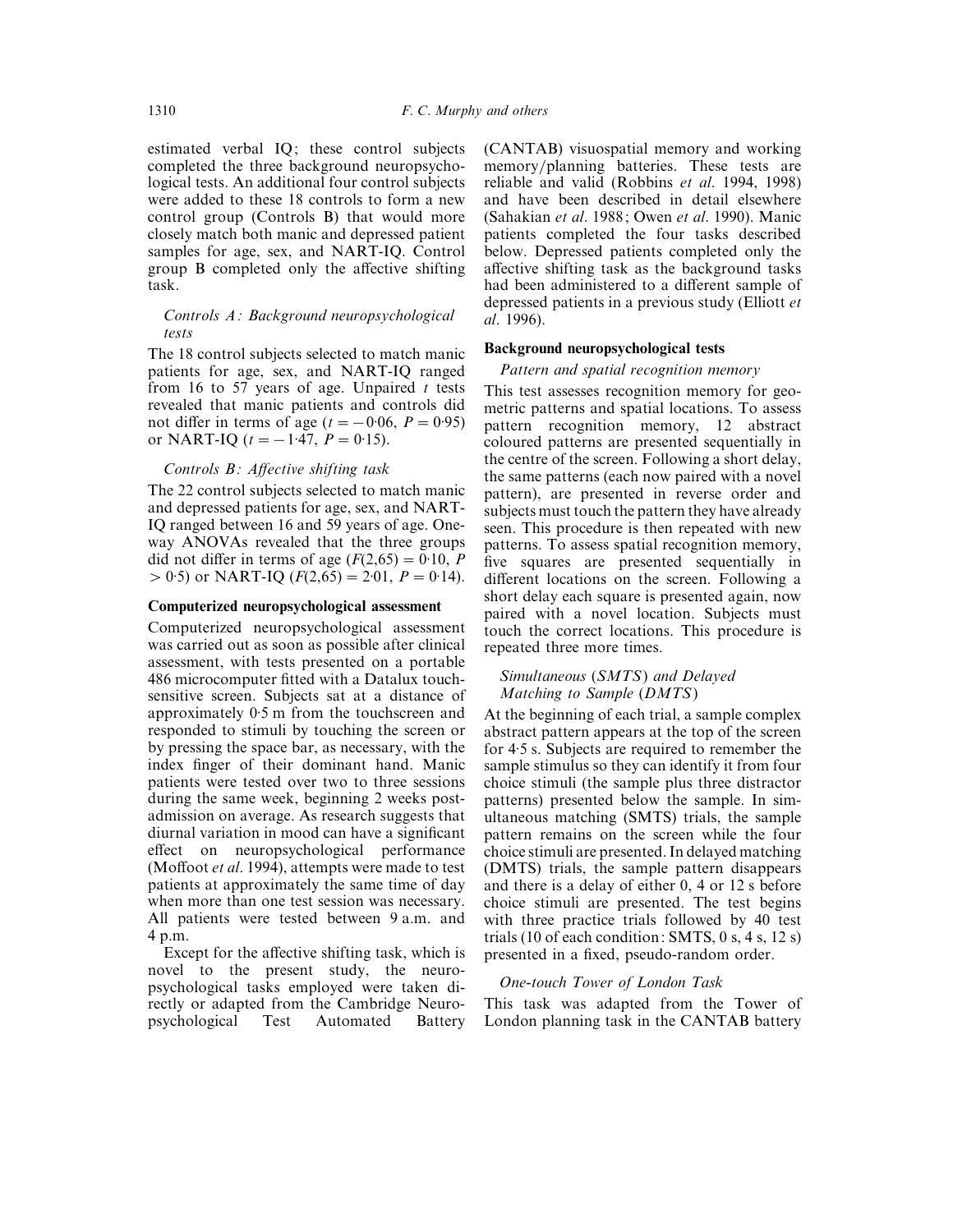estimated verbal IQ; these control subjects completed the three background neuropsychological tests. An additional four control subjects were added to these 18 controls to form a new control group (Controls B) that would more closely match both manic and depressed patient samples for age, sex, and NART-IQ. Control group B completed only the affective shifting task.

### *Controls A: Background neuropsychological tests*

The 18 control subjects selected to match manic patients for age, sex, and NART-IQ ranged from 16 to 57 years of age. Unpaired $t$ tests revealed that manic patients and controls did not differ in terms of age ($t = -0{\cdot}06$, $P = 0{\cdot}95$) or NART-IQ ($t = -1{\cdot}47$, $P = 0{\cdot}15$).

### *Controls B: Affective shifting task*

The 22 control subjects selected to match manic and depressed patients for age, sex, and NART-IQ ranged between 16 and 59 years of age. One-way ANOVAs revealed that the three groups did not differ in terms of age ($F(2,65) = 0{\cdot}10$, $P > 0{\cdot}5$) or NART-IQ ($F(2,65) = 2{\cdot}01$, $P = 0{\cdot}14$).

## **Computerized neuropsychological assessment**

Computerized neuropsychological assessment was carried out as soon as possible after clinical assessment, with tests presented on a portable 486 microcomputer fitted with a Datalux touch-sensitive screen. Subjects sat at a distance of approximately 0·5 m from the touchscreen and responded to stimuli by touching the screen or by pressing the space bar, as necessary, with the index finger of their dominant hand. Manic patients were tested over two to three sessions during the same week, beginning 2 weeks post-admission on average. As research suggests that diurnal variation in mood can have a significant effect on neuropsychological performance (Moffoot *et al*. 1994), attempts were made to test patients at approximately the same time of day when more than one test session was necessary. All patients were tested between 9 a.m. and 4 p.m.

Except for the affective shifting task, which is novel to the present study, the neuropsychological tasks employed were taken directly or adapted from the Cambridge Neuropsychological Test Automated Battery (CANTAB) visuospatial memory and working memory/planning batteries. These tests are reliable and valid (Robbins *et al*. 1994, 1998) and have been described in detail elsewhere (Sahakian *et al*. 1988; Owen *et al*. 1990). Manic patients completed the four tasks described below. Depressed patients completed only the affective shifting task as the background tasks had been administered to a different sample of depressed patients in a previous study (Elliott *et al*. 1996).

## **Background neuropsychological tests**

### *Pattern and spatial recognition memory*

This test assesses recognition memory for geometric patterns and spatial locations. To assess pattern recognition memory, 12 abstract coloured patterns are presented sequentially in the centre of the screen. Following a short delay, the same patterns (each now paired with a novel pattern), are presented in reverse order and subjects must touch the pattern they have already seen. This procedure is then repeated with new patterns. To assess spatial recognition memory, five squares are presented sequentially in different locations on the screen. Following a short delay each square is presented again, now paired with a novel location. Subjects must touch the correct locations. This procedure is repeated three more times.

### *Simultaneous (SMTS) and Delayed Matching to Sample (DMTS)*

At the beginning of each trial, a sample complex abstract pattern appears at the top of the screen for 4·5 s. Subjects are required to remember the sample stimulus so they can identify it from four choice stimuli (the sample plus three distractor patterns) presented below the sample. In simultaneous matching (SMTS) trials, the sample pattern remains on the screen while the four choice stimuli are presented. In delayed matching (DMTS) trials, the sample pattern disappears and there is a delay of either 0, 4 or 12 s before choice stimuli are presented. The test begins with three practice trials followed by 40 test trials (10 of each condition: SMTS, 0 s, 4 s, 12 s) presented in a fixed, pseudo-random order.

### *One-touch Tower of London Task*

This task was adapted from the Tower of London planning task in the CANTAB battery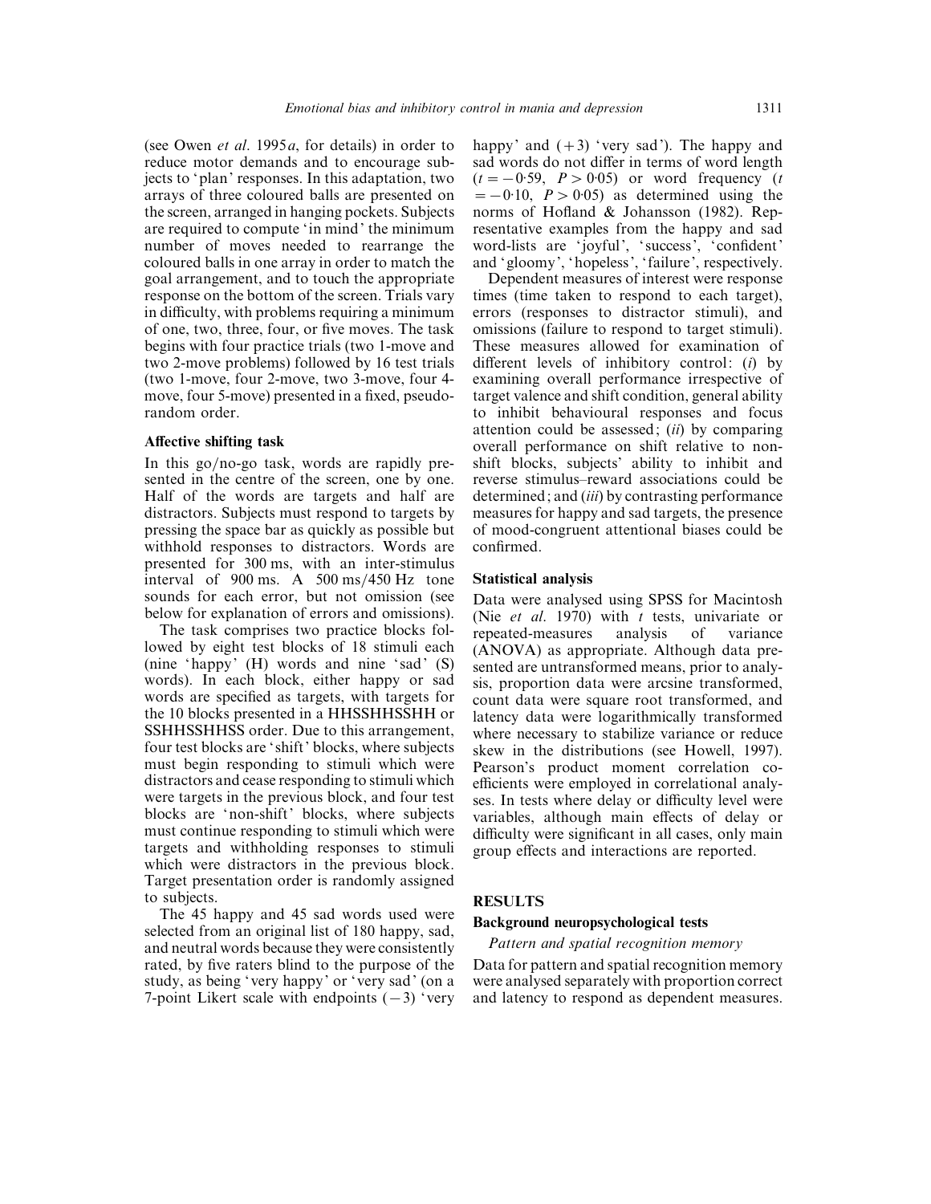(see Owen *et al*. 1995*a*, for details) in order to reduce motor demands and to encourage subjects to 'plan' responses. In this adaptation, two arrays of three coloured balls are presented on the screen, arranged in hanging pockets. Subjects are required to compute 'in mind' the minimum number of moves needed to rearrange the coloured balls in one array in order to match the goal arrangement, and to touch the appropriate response on the bottom of the screen. Trials vary in difficulty, with problems requiring a minimum of one, two, three, four, or five moves. The task begins with four practice trials (two 1-move and two 2-move problems) followed by 16 test trials (two 1-move, four 2-move, two 3-move, four 4-move, four 5-move) presented in a fixed, pseudo-random order.

### Affective shifting task

In this go/no-go task, words are rapidly presented in the centre of the screen, one by one. Half of the words are targets and half are distractors. Subjects must respond to targets by pressing the space bar as quickly as possible but withhold responses to distractors. Words are presented for 300 ms, with an inter-stimulus interval of 900 ms. A 500 ms/450 Hz tone sounds for each error, but not omission (see below for explanation of errors and omissions).

The task comprises two practice blocks followed by eight test blocks of 18 stimuli each (nine 'happy' (H) words and nine 'sad' (S) words). In each block, either happy or sad words are specified as targets, with targets for the 10 blocks presented in a HHSSHHSSHH or SSHHSSHHSS order. Due to this arrangement, four test blocks are 'shift' blocks, where subjects must begin responding to stimuli which were distractors and cease responding to stimuli which were targets in the previous block, and four test blocks are 'non-shift' blocks, where subjects must continue responding to stimuli which were targets and withholding responses to stimuli which were distractors in the previous block. Target presentation order is randomly assigned to subjects.

The 45 happy and 45 sad words used were selected from an original list of 180 happy, sad, and neutral words because they were consistently rated, by five raters blind to the purpose of the study, as being 'very happy' or 'very sad' (on a 7-point Likert scale with endpoints (−3) 'very happy' and (+3) 'very sad'). The happy and sad words do not differ in terms of word length ($t = -0{\cdot}59$, $P > 0{\cdot}05$) or word frequency ($t = -0{\cdot}10$, $P > 0{\cdot}05$) as determined using the norms of Hofland & Johansson (1982). Representative examples from the happy and sad word-lists are 'joyful', 'success', 'confident' and 'gloomy', 'hopeless', 'failure', respectively.

Dependent measures of interest were response times (time taken to respond to each target), errors (responses to distractor stimuli), and omissions (failure to respond to target stimuli). These measures allowed for examination of different levels of inhibitory control: (*i*) by examining overall performance irrespective of target valence and shift condition, general ability to inhibit behavioural responses and focus attention could be assessed; (*ii*) by comparing overall performance on shift relative to non-shift blocks, subjects' ability to inhibit and reverse stimulus–reward associations could be determined; and (*iii*) by contrasting performance measures for happy and sad targets, the presence of mood-congruent attentional biases could be confirmed.

### Statistical analysis

Data were analysed using SPSS for Macintosh (Nie *et al*. 1970) with *t* tests, univariate or repeated-measures analysis of variance (ANOVA) as appropriate. Although data presented are untransformed means, prior to analysis, proportion data were arcsine transformed, count data were square root transformed, and latency data were logarithmically transformed where necessary to stabilize variance or reduce skew in the distributions (see Howell, 1997). Pearson's product moment correlation coefficients were employed in correlational analyses. In tests where delay or difficulty level were variables, although main effects of delay or difficulty were significant in all cases, only main group effects and interactions are reported.

## RESULTS

### Background neuropsychological tests

*Pattern and spatial recognition memory*

Data for pattern and spatial recognition memory were analysed separately with proportion correct and latency to respond as dependent measures.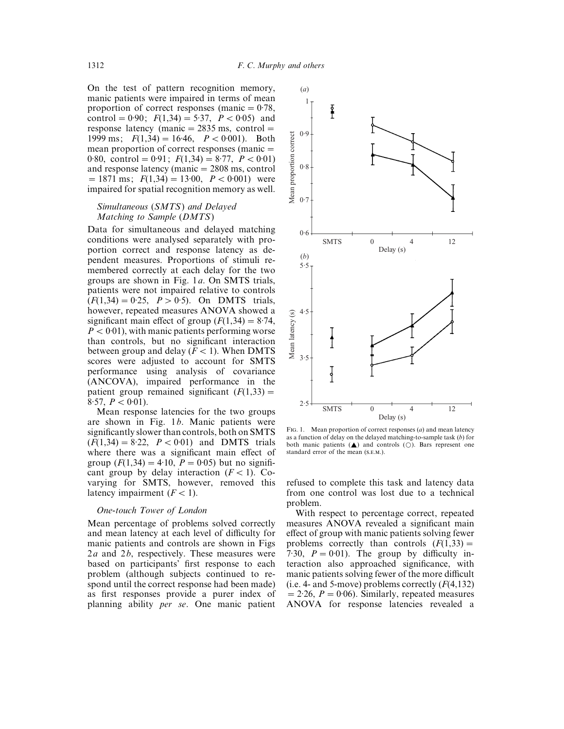On the test of pattern recognition memory, manic patients were impaired in terms of mean proportion of correct responses (manic = 0·78, control = 0·90; $F(1,34) = 5·37$, $P < 0·05$) and response latency (manic = 2835 ms, control = 1999 ms; $F(1,34) = 16·46$, $P < 0·001$). Both mean proportion of correct responses (manic = 0·80, control = 0·91; $F(1,34) = 8·77$, $P < 0·01$) and response latency (manic = 2808 ms, control = 1871 ms; $F(1,34) = 13·00$, $P < 0·001$) were impaired for spatial recognition memory as well.

### *Simultaneous (SMTS) and Delayed Matching to Sample (DMTS)*

Data for simultaneous and delayed matching conditions were analysed separately with proportion correct and response latency as dependent measures. Proportions of stimuli remembered correctly at each delay for the two groups are shown in Fig. 1*a*. On SMTS trials, patients were not impaired relative to controls ($F(1,34) = 0·25$, $P > 0·5$). On DMTS trials, however, repeated measures ANOVA showed a significant main effect of group ($F(1,34) = 8·74$, $P < 0·01$), with manic patients performing worse than controls, but no significant interaction between group and delay ($F < 1$). When DMTS scores were adjusted to account for SMTS performance using analysis of covariance (ANCOVA), impaired performance in the patient group remained significant ($F(1,33) = 8·57$, $P < 0·01$).

Mean response latencies for the two groups are shown in Fig. 1*b*. Manic patients were significantly slower than controls, both on SMTS ($F(1,34) = 8·22$, $P < 0·01$) and DMTS trials where there was a significant main effect of group ($F(1,34) = 4·10$, $P = 0·05$) but no significant group by delay interaction ($F < 1$). Covarying for SMTS, however, removed this latency impairment ($F < 1$).

Fig. 1. Mean proportion of correct responses (*a*) and mean latency as a function of delay on the delayed matching-to-sample task (*b*) for both manic patients (▲) and controls (○). Bars represent one standard error of the mean (S.E.M.).

### *One-touch Tower of London*

Mean percentage of problems solved correctly and mean latency at each level of difficulty for manic patients and controls are shown in Figs 2*a* and 2*b*, respectively. These measures were based on participants' first response to each problem (although subjects continued to respond until the correct response had been made) as first responses provide a purer index of planning ability *per se*. One manic patient refused to complete this task and latency data from one control was lost due to a technical problem.

With respect to percentage correct, repeated measures ANOVA revealed a significant main effect of group with manic patients solving fewer problems correctly than controls ($F(1,33) = 7·30$, $P = 0·01$). The group by difficulty interaction also approached significance, with manic patients solving fewer of the more difficult (i.e. 4- and 5-move) problems correctly ($F(4,132) = 2·26$, $P = 0·06$). Similarly, repeated measures ANOVA for response latencies revealed a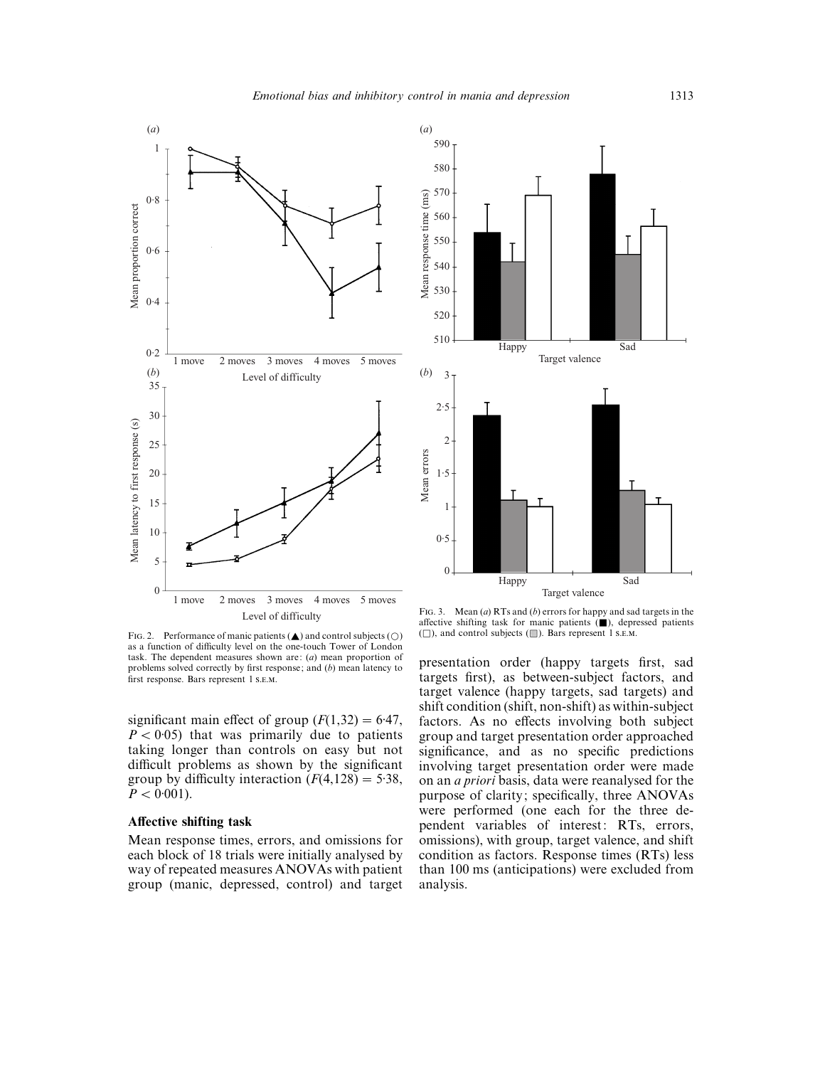Fig. 2. Performance of manic patients (▲) and control subjects (○) as a function of difficulty level on the one-touch Tower of London task. The dependent measures shown are: (*a*) mean proportion of problems solved correctly by first response; and (*b*) mean latency to first response. Bars represent 1 S.E.M.

significant main effect of group ($F(1,32) = 6{\cdot}47$, $P < 0{\cdot}05$) that was primarily due to patients taking longer than controls on easy but not difficult problems as shown by the significant group by difficulty interaction ($F(4,128) = 5{\cdot}38$, $P < 0{\cdot}001$).

### Affective shifting task

Mean response times, errors, and omissions for each block of 18 trials were initially analysed by way of repeated measures ANOVAs with patient group (manic, depressed, control) and target presentation order (happy targets first, sad targets first), as between-subject factors, and target valence (happy targets, sad targets) and shift condition (shift, non-shift) as within-subject factors. As no effects involving both subject group and target presentation order approached significance, and as no specific predictions involving target presentation order were made on an *a priori* basis, data were reanalysed for the purpose of clarity; specifically, three ANOVAs were performed (one each for the three dependent variables of interest: RTs, errors, omissions), with group, target valence, and shift condition as factors. Response times (RTs) less than 100 ms (anticipations) were excluded from analysis.

Fig. 3. Mean (*a*) RTs and (*b*) errors for happy and sad targets in the affective shifting task for manic patients (■), depressed patients (□), and control subjects (▒). Bars represent 1 S.E.M.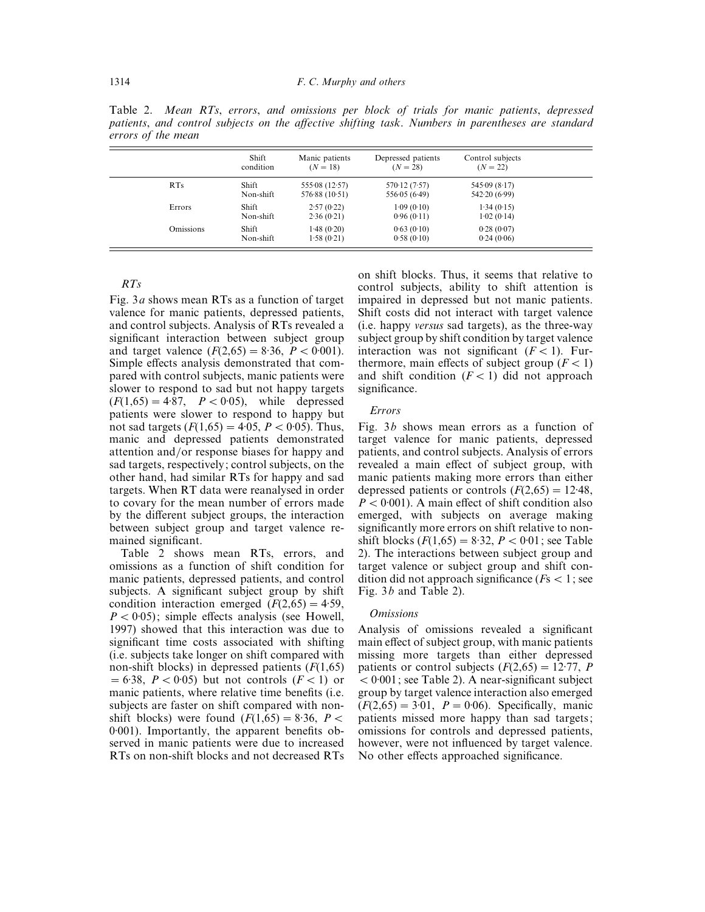Table 2. *Mean RTs, errors, and omissions per block of trials for manic patients, depressed patients, and control subjects on the affective shifting task. Numbers in parentheses are standard errors of the mean*

| | Shift condition | Manic patients ($N = 18$) | Depressed patients ($N = 28$) | Control subjects ($N = 22$) |
|---|---|---|---|---|
| RTs | Shift | 555·08 (12·57) | 570·12 (7·57) | 545·09 (8·17) |
| | Non-shift | 576·88 (10·51) | 556·05 (6·49) | 542·20 (6·99) |
| Errors | Shift | 2·57 (0·22) | 1·09 (0·10) | 1·34 (0·15) |
| | Non-shift | 2·36 (0·21) | 0·96 (0·11) | 1·02 (0·14) |
| Omissions | Shift | 1·48 (0·20) | 0·63 (0·10) | 0·28 (0·07) |
| | Non-shift | 1·58 (0·21) | 0·58 (0·10) | 0·24 (0·06) |

### *RTs*

Fig. 3*a* shows mean RTs as a function of target valence for manic patients, depressed patients, and control subjects. Analysis of RTs revealed a significant interaction between subject group and target valence ($F(2,65) = 8{\cdot}36$, $P < 0{\cdot}001$). Simple effects analysis demonstrated that compared with control subjects, manic patients were slower to respond to sad but not happy targets ($F(1,65) = 4{\cdot}87$, $P < 0{\cdot}05$), while depressed patients were slower to respond to happy but not sad targets ($F(1,65) = 4{\cdot}05$, $P < 0{\cdot}05$). Thus, manic and depressed patients demonstrated attention and/or response biases for happy and sad targets, respectively; control subjects, on the other hand, had similar RTs for happy and sad targets. When RT data were reanalysed in order to covary for the mean number of errors made by the different subject groups, the interaction between subject group and target valence remained significant.

Table 2 shows mean RTs, errors, and omissions as a function of shift condition for manic patients, depressed patients, and control subjects. A significant subject group by shift condition interaction emerged ($F(2,65) = 4{\cdot}59$, $P < 0{\cdot}05$); simple effects analysis (see Howell, 1997) showed that this interaction was due to significant time costs associated with shifting (i.e. subjects take longer on shift compared with non-shift blocks) in depressed patients ($F(1,65) = 6{\cdot}38$, $P < 0{\cdot}05$) but not controls ($F < 1$) or manic patients, where relative time benefits (i.e. subjects are faster on shift compared with non-shift blocks) were found ($F(1,65) = 8{\cdot}36$, $P < 0{\cdot}001$). Importantly, the apparent benefits observed in manic patients were due to increased RTs on non-shift blocks and not decreased RTs on shift blocks. Thus, it seems that relative to control subjects, ability to shift attention is impaired in depressed but not manic patients. Shift costs did not interact with target valence (i.e. happy *versus* sad targets), as the three-way subject group by shift condition by target valence interaction was not significant ($F < 1$). Furthermore, main effects of subject group ($F < 1$) and shift condition ($F < 1$) did not approach significance.

### *Errors*

Fig. 3*b* shows mean errors as a function of target valence for manic patients, depressed patients, and control subjects. Analysis of errors revealed a main effect of subject group, with manic patients making more errors than either depressed patients or controls ($F(2,65) = 12{\cdot}48$, $P < 0{\cdot}001$). A main effect of shift condition also emerged, with subjects on average making significantly more errors on shift relative to non-shift blocks ($F(1,65) = 8{\cdot}32$, $P < 0{\cdot}01$; see Table 2). The interactions between subject group and target valence or subject group and shift condition did not approach significance ($F$s $< 1$; see Fig. 3*b* and Table 2).

### *Omissions*

Analysis of omissions revealed a significant main effect of subject group, with manic patients missing more targets than either depressed patients or control subjects ($F(2,65) = 12{\cdot}77$, $P < 0{\cdot}001$; see Table 2). A near-significant subject group by target valence interaction also emerged ($F(2,65) = 3{\cdot}01$, $P = 0{\cdot}06$). Specifically, manic patients missed more happy than sad targets; omissions for controls and depressed patients, however, were not influenced by target valence. No other effects approached significance.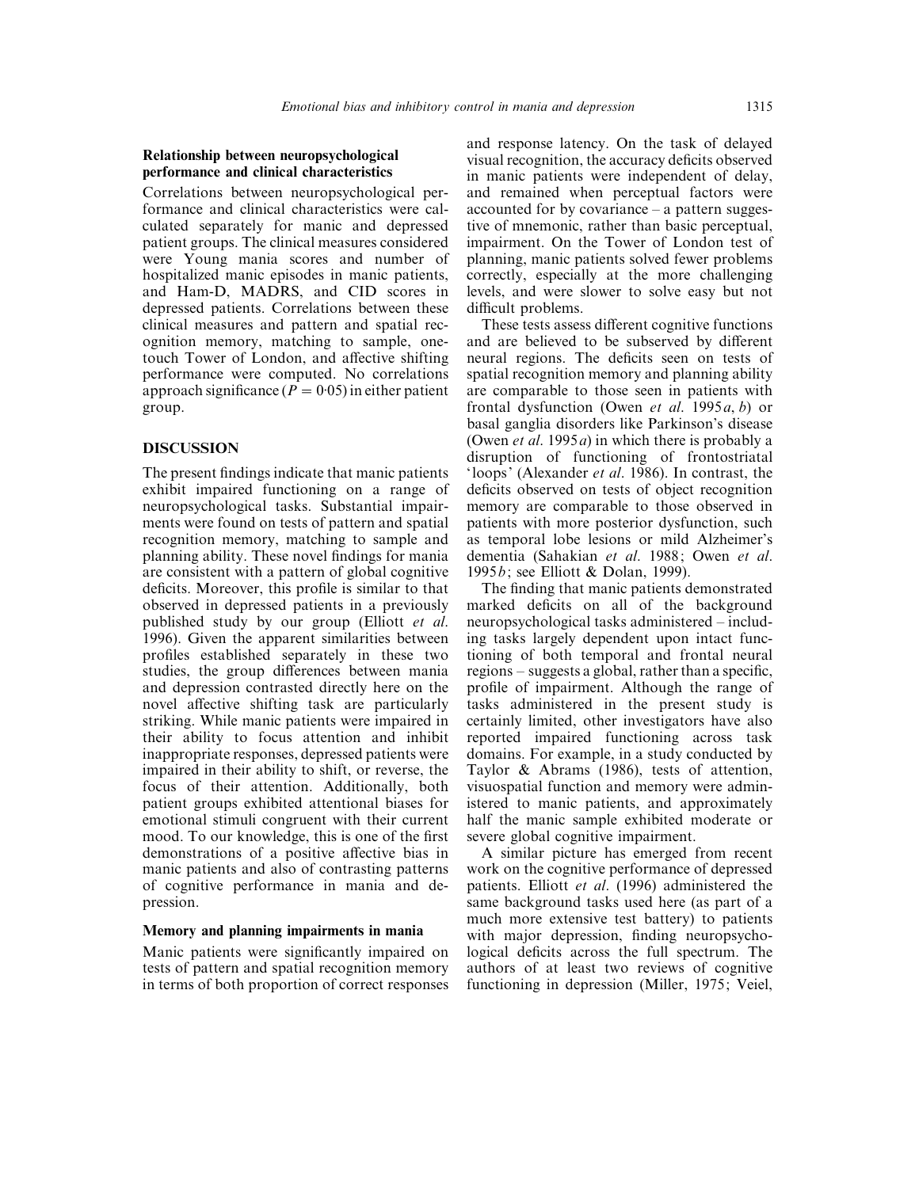### Relationship between neuropsychological performance and clinical characteristics

Correlations between neuropsychological performance and clinical characteristics were calculated separately for manic and depressed patient groups. The clinical measures considered were Young mania scores and number of hospitalized manic episodes in manic patients, and Ham-D, MADRS, and CID scores in depressed patients. Correlations between these clinical measures and pattern and spatial recognition memory, matching to sample, one-touch Tower of London, and affective shifting performance were computed. No correlations approach significance ($P = 0{\cdot}05$) in either patient group.

## DISCUSSION

The present findings indicate that manic patients exhibit impaired functioning on a range of neuropsychological tasks. Substantial impairments were found on tests of pattern and spatial recognition memory, matching to sample and planning ability. These novel findings for mania are consistent with a pattern of global cognitive deficits. Moreover, this profile is similar to that observed in depressed patients in a previously published study by our group (Elliott *et al.* 1996). Given the apparent similarities between profiles established separately in these two studies, the group differences between mania and depression contrasted directly here on the novel affective shifting task are particularly striking. While manic patients were impaired in their ability to focus attention and inhibit inappropriate responses, depressed patients were impaired in their ability to shift, or reverse, the focus of their attention. Additionally, both patient groups exhibited attentional biases for emotional stimuli congruent with their current mood. To our knowledge, this is one of the first demonstrations of a positive affective bias in manic patients and also of contrasting patterns of cognitive performance in mania and depression.

### Memory and planning impairments in mania

Manic patients were significantly impaired on tests of pattern and spatial recognition memory in terms of both proportion of correct responses and response latency. On the task of delayed visual recognition, the accuracy deficits observed in manic patients were independent of delay, and remained when perceptual factors were accounted for by covariance – a pattern suggestive of mnemonic, rather than basic perceptual, impairment. On the Tower of London test of planning, manic patients solved fewer problems correctly, especially at the more challenging levels, and were slower to solve easy but not difficult problems.

These tests assess different cognitive functions and are believed to be subserved by different neural regions. The deficits seen on tests of spatial recognition memory and planning ability are comparable to those seen in patients with frontal dysfunction (Owen *et al.* 1995*a*, *b*) or basal ganglia disorders like Parkinson's disease (Owen *et al.* 1995*a*) in which there is probably a disruption of functioning of frontostriatal 'loops' (Alexander *et al.* 1986). In contrast, the deficits observed on tests of object recognition memory are comparable to those observed in patients with more posterior dysfunction, such as temporal lobe lesions or mild Alzheimer's dementia (Sahakian *et al.* 1988; Owen *et al.* 1995*b*; see Elliott & Dolan, 1999).

The finding that manic patients demonstrated marked deficits on all of the background neuropsychological tasks administered – including tasks largely dependent upon intact functioning of both temporal and frontal neural regions – suggests a global, rather than a specific, profile of impairment. Although the range of tasks administered in the present study is certainly limited, other investigators have also reported impaired functioning across task domains. For example, in a study conducted by Taylor & Abrams (1986), tests of attention, visuospatial function and memory were administered to manic patients, and approximately half the manic sample exhibited moderate or severe global cognitive impairment.

A similar picture has emerged from recent work on the cognitive performance of depressed patients. Elliott *et al.* (1996) administered the same background tasks used here (as part of a much more extensive test battery) to patients with major depression, finding neuropsychological deficits across the full spectrum. The authors of at least two reviews of cognitive functioning in depression (Miller, 1975; Veiel,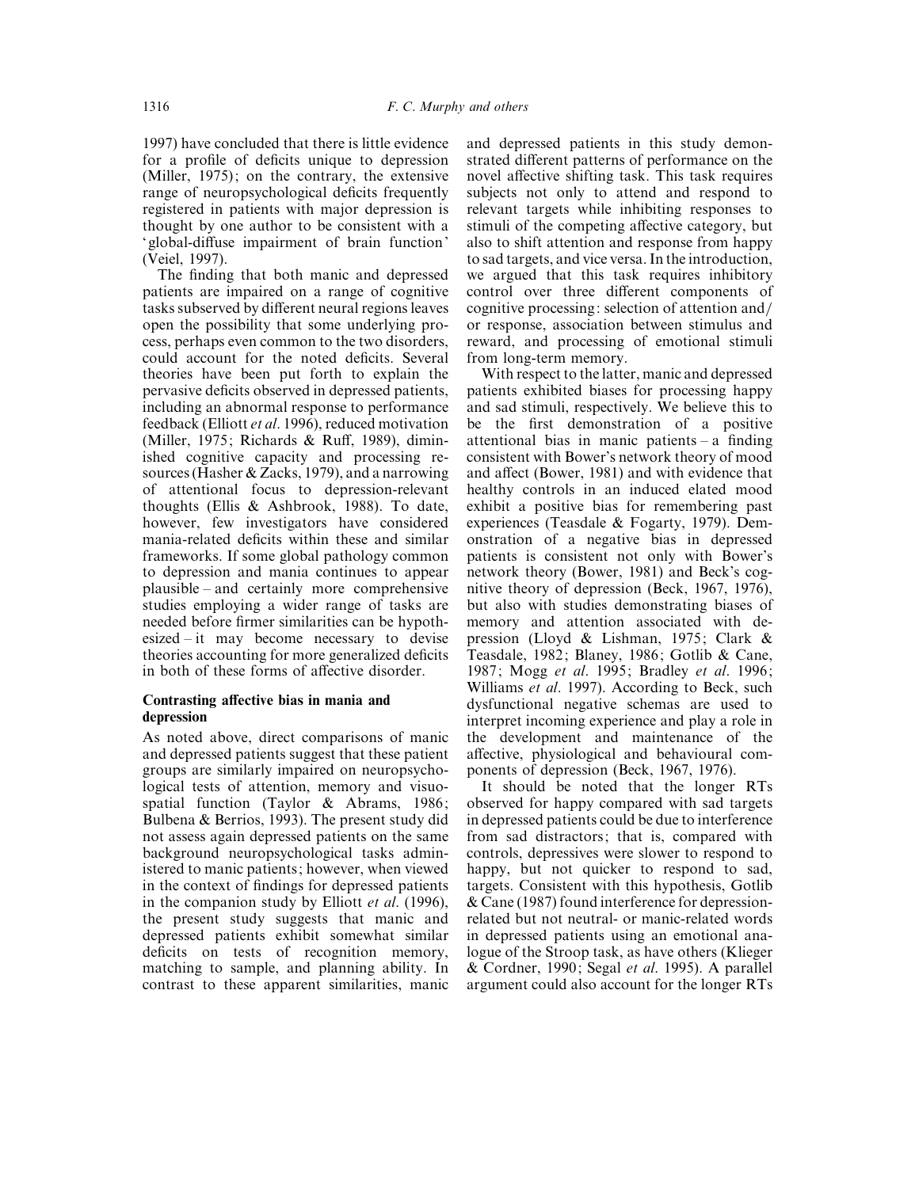1997) have concluded that there is little evidence for a profile of deficits unique to depression (Miller, 1975); on the contrary, the extensive range of neuropsychological deficits frequently registered in patients with major depression is thought by one author to be consistent with a 'global-diffuse impairment of brain function' (Veiel, 1997).

The finding that both manic and depressed patients are impaired on a range of cognitive tasks subserved by different neural regions leaves open the possibility that some underlying process, perhaps even common to the two disorders, could account for the noted deficits. Several theories have been put forth to explain the pervasive deficits observed in depressed patients, including an abnormal response to performance feedback (Elliott *et al.* 1996), reduced motivation (Miller, 1975; Richards & Ruff, 1989), diminished cognitive capacity and processing resources (Hasher & Zacks, 1979), and a narrowing of attentional focus to depression-relevant thoughts (Ellis & Ashbrook, 1988). To date, however, few investigators have considered mania-related deficits within these and similar frameworks. If some global pathology common to depression and mania continues to appear plausible – and certainly more comprehensive studies employing a wider range of tasks are needed before firmer similarities can be hypothesized – it may become necessary to devise theories accounting for more generalized deficits in both of these forms of affective disorder.

**Contrasting affective bias in mania and depression**

As noted above, direct comparisons of manic and depressed patients suggest that these patient groups are similarly impaired on neuropsychological tests of attention, memory and visuospatial function (Taylor & Abrams, 1986; Bulbena & Berrios, 1993). The present study did not assess again depressed patients on the same background neuropsychological tasks administered to manic patients; however, when viewed in the context of findings for depressed patients in the companion study by Elliott *et al.* (1996), the present study suggests that manic and depressed patients exhibit somewhat similar deficits on tests of recognition memory, matching to sample, and planning ability. In contrast to these apparent similarities, manic and depressed patients in this study demonstrated different patterns of performance on the novel affective shifting task. This task requires subjects not only to attend and respond to relevant targets while inhibiting responses to stimuli of the competing affective category, but also to shift attention and response from happy to sad targets, and vice versa. In the introduction, we argued that this task requires inhibitory control over three different components of cognitive processing: selection of attention and/or response, association between stimulus and reward, and processing of emotional stimuli from long-term memory.

With respect to the latter, manic and depressed patients exhibited biases for processing happy and sad stimuli, respectively. We believe this to be the first demonstration of a positive attentional bias in manic patients – a finding consistent with Bower's network theory of mood and affect (Bower, 1981) and with evidence that healthy controls in an induced elated mood exhibit a positive bias for remembering past experiences (Teasdale & Fogarty, 1979). Demonstration of a negative bias in depressed patients is consistent not only with Bower's network theory (Bower, 1981) and Beck's cognitive theory of depression (Beck, 1967, 1976), but also with studies demonstrating biases of memory and attention associated with depression (Lloyd & Lishman, 1975; Clark & Teasdale, 1982; Blaney, 1986; Gotlib & Cane, 1987; Mogg *et al.* 1995; Bradley *et al.* 1996; Williams *et al.* 1997). According to Beck, such dysfunctional negative schemas are used to interpret incoming experience and play a role in the development and maintenance of the affective, physiological and behavioural components of depression (Beck, 1967, 1976).

It should be noted that the longer RTs observed for happy compared with sad targets in depressed patients could be due to interference from sad distractors; that is, compared with controls, depressives were slower to respond to happy, but not quicker to respond to sad, targets. Consistent with this hypothesis, Gotlib & Cane (1987) found interference for depression-related but not neutral- or manic-related words in depressed patients using an emotional analogue of the Stroop task, as have others (Klieger & Cordner, 1990; Segal *et al.* 1995). A parallel argument could also account for the longer RTs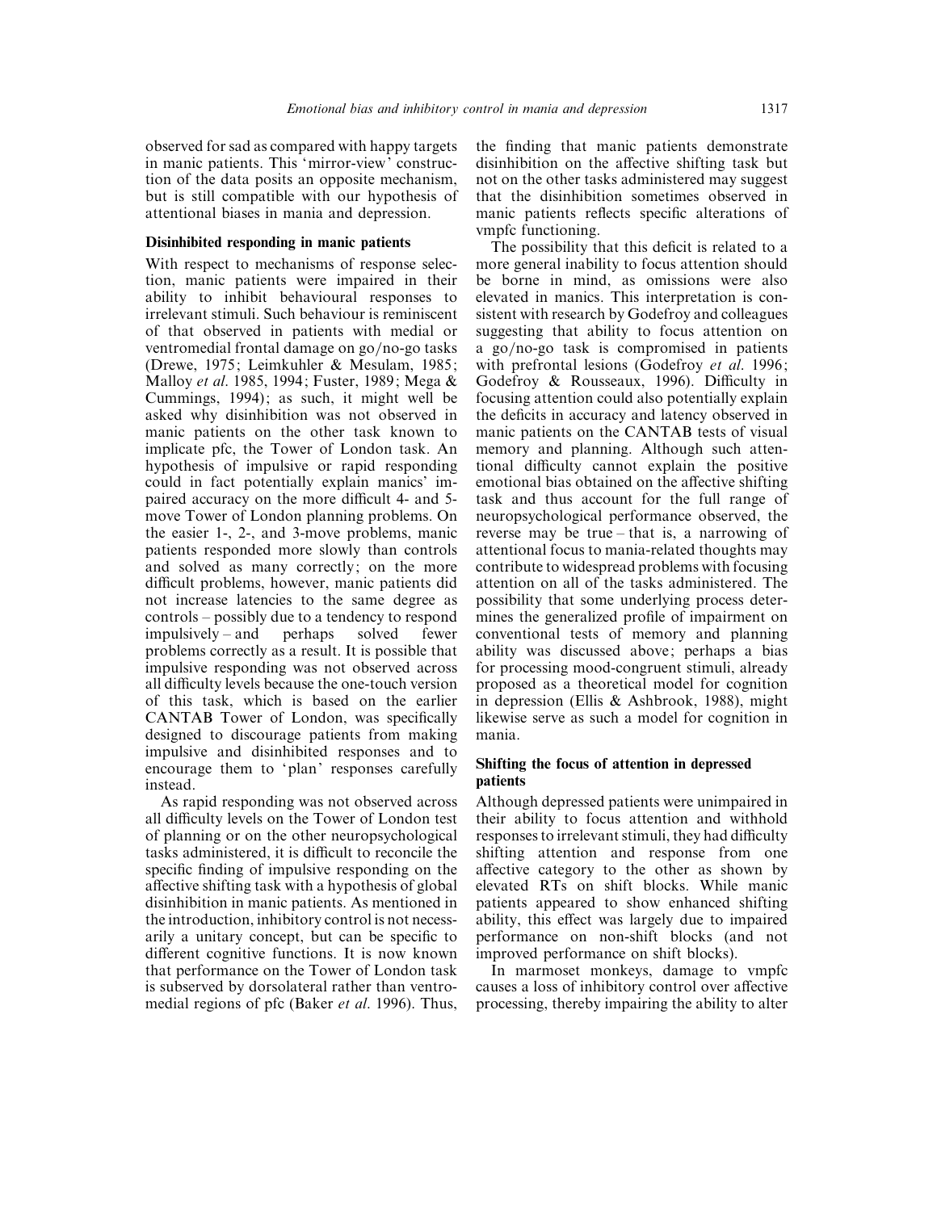observed for sad as compared with happy targets in manic patients. This 'mirror-view' construction of the data posits an opposite mechanism, but is still compatible with our hypothesis of attentional biases in mania and depression.

### Disinhibited responding in manic patients

With respect to mechanisms of response selection, manic patients were impaired in their ability to inhibit behavioural responses to irrelevant stimuli. Such behaviour is reminiscent of that observed in patients with medial or ventromedial frontal damage on go/no-go tasks (Drewe, 1975; Leimkuhler & Mesulam, 1985; Malloy *et al.* 1985, 1994; Fuster, 1989; Mega & Cummings, 1994); as such, it might well be asked why disinhibition was not observed in manic patients on the other task known to implicate pfc, the Tower of London task. An hypothesis of impulsive or rapid responding could in fact potentially explain manics' impaired accuracy on the more difficult 4- and 5-move Tower of London planning problems. On the easier 1-, 2-, and 3-move problems, manic patients responded more slowly than controls and solved as many correctly; on the more difficult problems, however, manic patients did not increase latencies to the same degree as controls – possibly due to a tendency to respond impulsively – and perhaps solved fewer problems correctly as a result. It is possible that impulsive responding was not observed across all difficulty levels because the one-touch version of this task, which is based on the earlier CANTAB Tower of London, was specifically designed to discourage patients from making impulsive and disinhibited responses and to encourage them to 'plan' responses carefully instead.

As rapid responding was not observed across all difficulty levels on the Tower of London test of planning or on the other neuropsychological tasks administered, it is difficult to reconcile the specific finding of impulsive responding on the affective shifting task with a hypothesis of global disinhibition in manic patients. As mentioned in the introduction, inhibitory control is not necessarily a unitary concept, but can be specific to different cognitive functions. It is now known that performance on the Tower of London task is subserved by dorsolateral rather than ventromedial regions of pfc (Baker *et al.* 1996). Thus, the finding that manic patients demonstrate disinhibition on the affective shifting task but not on the other tasks administered may suggest that the disinhibition sometimes observed in manic patients reflects specific alterations of vmpfc functioning.

The possibility that this deficit is related to a more general inability to focus attention should be borne in mind, as omissions were also elevated in manics. This interpretation is consistent with research by Godefroy and colleagues suggesting that ability to focus attention on a go/no-go task is compromised in patients with prefrontal lesions (Godefroy *et al.* 1996; Godefroy & Rousseaux, 1996). Difficulty in focusing attention could also potentially explain the deficits in accuracy and latency observed in manic patients on the CANTAB tests of visual memory and planning. Although such attentional difficulty cannot explain the positive emotional bias obtained on the affective shifting task and thus account for the full range of neuropsychological performance observed, the reverse may be true – that is, a narrowing of attentional focus to mania-related thoughts may contribute to widespread problems with focusing attention on all of the tasks administered. The possibility that some underlying process determines the generalized profile of impairment on conventional tests of memory and planning ability was discussed above; perhaps a bias for processing mood-congruent stimuli, already proposed as a theoretical model for cognition in depression (Ellis & Ashbrook, 1988), might likewise serve as such a model for cognition in mania.

### Shifting the focus of attention in depressed patients

Although depressed patients were unimpaired in their ability to focus attention and withhold responses to irrelevant stimuli, they had difficulty shifting attention and response from one affective category to the other as shown by elevated RTs on shift blocks. While manic patients appeared to show enhanced shifting ability, this effect was largely due to impaired performance on non-shift blocks (and not improved performance on shift blocks).

In marmoset monkeys, damage to vmpfc causes a loss of inhibitory control over affective processing, thereby impairing the ability to alter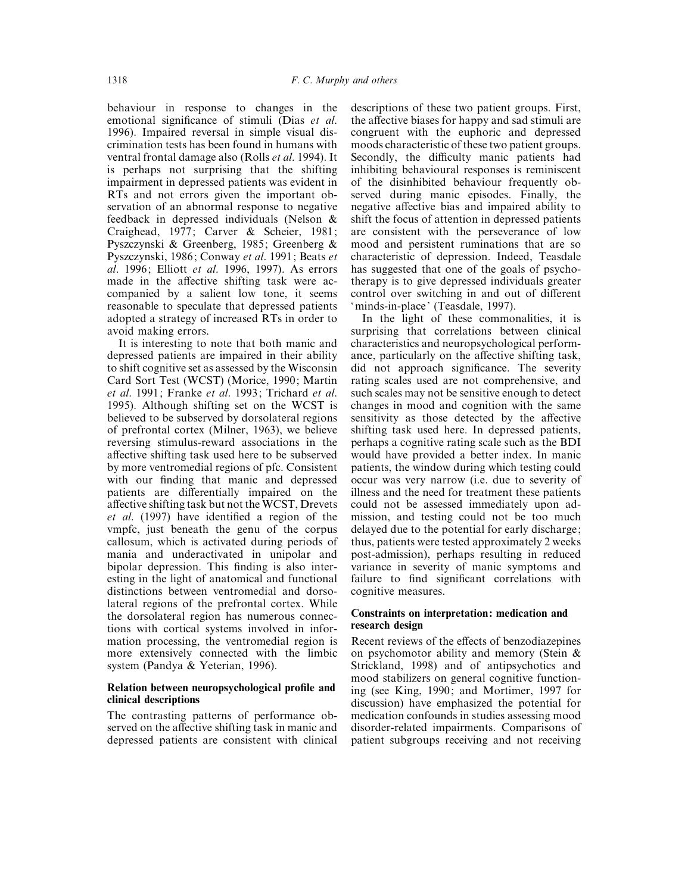behaviour in response to changes in the emotional significance of stimuli (Dias *et al*. 1996). Impaired reversal in simple visual discrimination tests has been found in humans with ventral frontal damage also (Rolls *et al*. 1994). It is perhaps not surprising that the shifting impairment in depressed patients was evident in RTs and not errors given the important observation of an abnormal response to negative feedback in depressed individuals (Nelson & Craighead, 1977; Carver & Scheier, 1981; Pyszczynski & Greenberg, 1985; Greenberg & Pyszczynski, 1986; Conway *et al*. 1991; Beats *et al*. 1996; Elliott *et al*. 1996, 1997). As errors made in the affective shifting task were accompanied by a salient low tone, it seems reasonable to speculate that depressed patients adopted a strategy of increased RTs in order to avoid making errors.

It is interesting to note that both manic and depressed patients are impaired in their ability to shift cognitive set as assessed by the Wisconsin Card Sort Test (WCST) (Morice, 1990; Martin *et al*. 1991; Franke *et al*. 1993; Trichard *et al*. 1995). Although shifting set on the WCST is believed to be subserved by dorsolateral regions of prefrontal cortex (Milner, 1963), we believe reversing stimulus-reward associations in the affective shifting task used here to be subserved by more ventromedial regions of pfc. Consistent with our finding that manic and depressed patients are differentially impaired on the affective shifting task but not the WCST, Drevets *et al*. (1997) have identified a region of the vmpfc, just beneath the genu of the corpus callosum, which is activated during periods of mania and underactivated in unipolar and bipolar depression. This finding is also interesting in the light of anatomical and functional distinctions between ventromedial and dorsolateral regions of the prefrontal cortex. While the dorsolateral region has numerous connections with cortical systems involved in information processing, the ventromedial region is more extensively connected with the limbic system (Pandya & Yeterian, 1996).

### Relation between neuropsychological profile and clinical descriptions

The contrasting patterns of performance observed on the affective shifting task in manic and depressed patients are consistent with clinical descriptions of these two patient groups. First, the affective biases for happy and sad stimuli are congruent with the euphoric and depressed moods characteristic of these two patient groups. Secondly, the difficulty manic patients had inhibiting behavioural responses is reminiscent of the disinhibited behaviour frequently observed during manic episodes. Finally, the negative affective bias and impaired ability to shift the focus of attention in depressed patients are consistent with the perseverance of low mood and persistent ruminations that are so characteristic of depression. Indeed, Teasdale has suggested that one of the goals of psychotherapy is to give depressed individuals greater control over switching in and out of different 'minds-in-place' (Teasdale, 1997).

In the light of these commonalities, it is surprising that correlations between clinical characteristics and neuropsychological performance, particularly on the affective shifting task, did not approach significance. The severity rating scales used are not comprehensive, and such scales may not be sensitive enough to detect changes in mood and cognition with the same sensitivity as those detected by the affective shifting task used here. In depressed patients, perhaps a cognitive rating scale such as the BDI would have provided a better index. In manic patients, the window during which testing could occur was very narrow (i.e. due to severity of illness and the need for treatment these patients could not be assessed immediately upon admission, and testing could not be too much delayed due to the potential for early discharge; thus, patients were tested approximately 2 weeks post-admission), perhaps resulting in reduced variance in severity of manic symptoms and failure to find significant correlations with cognitive measures.

### Constraints on interpretation: medication and research design

Recent reviews of the effects of benzodiazepines on psychomotor ability and memory (Stein & Strickland, 1998) and of antipsychotics and mood stabilizers on general cognitive functioning (see King, 1990; and Mortimer, 1997 for discussion) have emphasized the potential for medication confounds in studies assessing mood disorder-related impairments. Comparisons of patient subgroups receiving and not receiving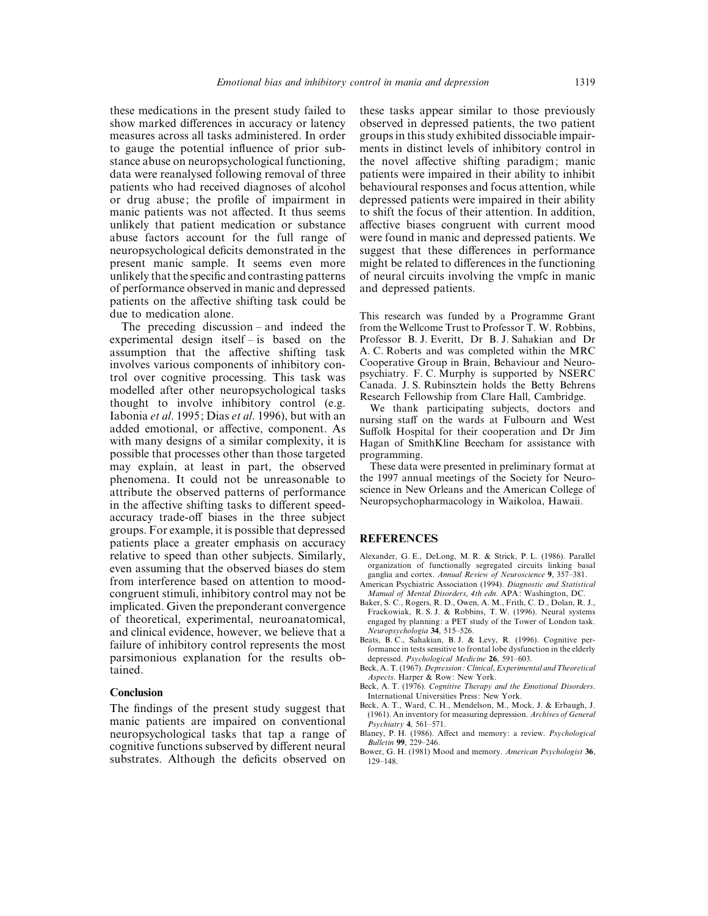these medications in the present study failed to show marked differences in accuracy or latency measures across all tasks administered. In order to gauge the potential influence of prior substance abuse on neuropsychological functioning, data were reanalysed following removal of three patients who had received diagnoses of alcohol or drug abuse; the profile of impairment in manic patients was not affected. It thus seems unlikely that patient medication or substance abuse factors account for the full range of neuropsychological deficits demonstrated in the present manic sample. It seems even more unlikely that the specific and contrasting patterns of performance observed in manic and depressed patients on the affective shifting task could be due to medication alone.

The preceding discussion – and indeed the experimental design itself – is based on the assumption that the affective shifting task involves various components of inhibitory control over cognitive processing. This task was modelled after other neuropsychological tasks thought to involve inhibitory control (e.g. Iabonia *et al*. 1995; Dias *et al*. 1996), but with an added emotional, or affective, component. As with many designs of a similar complexity, it is possible that processes other than those targeted may explain, at least in part, the observed phenomena. It could not be unreasonable to attribute the observed patterns of performance in the affective shifting tasks to different speed-accuracy trade-off biases in the three subject groups. For example, it is possible that depressed patients place a greater emphasis on accuracy relative to speed than other subjects. Similarly, even assuming that the observed biases do stem from interference based on attention to mood-congruent stimuli, inhibitory control may not be implicated. Given the preponderant convergence of theoretical, experimental, neuroanatomical, and clinical evidence, however, we believe that a failure of inhibitory control represents the most parsimonious explanation for the results obtained.

### Conclusion

The findings of the present study suggest that manic patients are impaired on conventional neuropsychological tasks that tap a range of cognitive functions subserved by different neural substrates. Although the deficits observed on these tasks appear similar to those previously observed in depressed patients, the two patient groups in this study exhibited dissociable impairments in distinct levels of inhibitory control in the novel affective shifting paradigm; manic patients were impaired in their ability to inhibit behavioural responses and focus attention, while depressed patients were impaired in their ability to shift the focus of their attention. In addition, affective biases congruent with current mood were found in manic and depressed patients. We suggest that these differences in performance might be related to differences in the functioning of neural circuits involving the vmpfc in manic and depressed patients.

This research was funded by a Programme Grant from the Wellcome Trust to Professor T. W. Robbins, Professor B. J. Everitt, Dr B. J. Sahakian and Dr A. C. Roberts and was completed within the MRC Cooperative Group in Brain, Behaviour and Neuropsychiatry. F. C. Murphy is supported by NSERC Canada. J. S. Rubinsztein holds the Betty Behrens Research Fellowship from Clare Hall, Cambridge.

We thank participating subjects, doctors and nursing staff on the wards at Fulbourn and West Suffolk Hospital for their cooperation and Dr Jim Hagan of SmithKline Beecham for assistance with programming.

These data were presented in preliminary format at the 1997 annual meetings of the Society for Neuroscience in New Orleans and the American College of Neuropsychopharmacology in Waikoloa, Hawaii.

## REFERENCES

Alexander, G. E., DeLong, M. R. & Strick, P. L. (1986). Parallel organization of functionally segregated circuits linking basal ganglia and cortex. *Annual Review of Neuroscience* **9**, 357–381.

American Psychiatric Association (1994). *Diagnostic and Statistical Manual of Mental Disorders, 4th edn*. APA: Washington, DC.

Baker, S. C., Rogers, R. D., Owen, A. M., Frith, C. D., Dolan, R. J., Frackowiak, R. S. J. & Robbins, T. W. (1996). Neural systems engaged by planning: a PET study of the Tower of London task. *Neuropsychologia* **34**, 515–526.

Beats, B. C., Sahakian, B. J. & Levy, R. (1996). Cognitive performance in tests sensitive to frontal lobe dysfunction in the elderly depressed. *Psychological Medicine* **26**, 591–603.

Beck, A. T. (1967). *Depression: Clinical, Experimental and Theoretical Aspects*. Harper & Row: New York.

Beck, A. T. (1976). *Cognitive Therapy and the Emotional Disorders*. International Universities Press: New York.

Beck, A. T., Ward, C. H., Mendelson, M., Mock, J. & Erbaugh, J. (1961). An inventory for measuring depression. *Archives of General Psychiatry* **4**, 561–571.

Blaney, P. H. (1986). Affect and memory: a review. *Psychological Bulletin* **99**, 229–246.

Bower, G. H. (1981) Mood and memory. *American Psychologist* **36**, 129–148.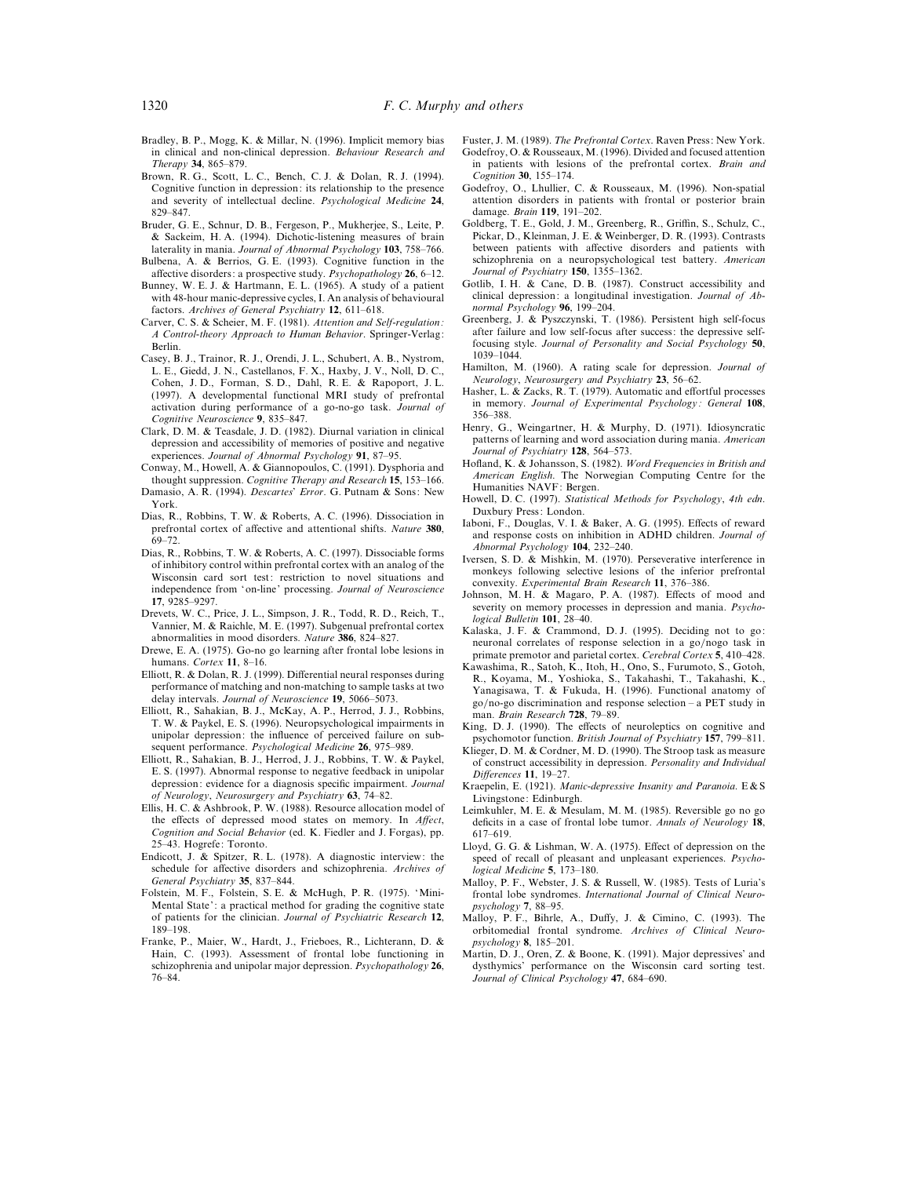Bradley, B. P., Mogg, K. & Millar, N. (1996). Implicit memory bias in clinical and non-clinical depression. *Behaviour Research and Therapy* **34**, 865–879.

Brown, R. G., Scott, L. C., Bench, C. J. & Dolan, R. J. (1994). Cognitive function in depression: its relationship to the presence and severity of intellectual decline. *Psychological Medicine* **24**, 829–847.

Bruder, G. E., Schnur, D. B., Fergeson, P., Mukherjee, S., Leite, P. & Sackeim, H. A. (1994). Dichotic-listening measures of brain laterality in mania. *Journal of Abnormal Psychology* **103**, 758–766.

Bulbena, A. & Berrios, G. E. (1993). Cognitive function in the affective disorders: a prospective study. *Psychopathology* **26**, 6–12.

Bunney, W. E. J. & Hartmann, E. L. (1965). A study of a patient with 48-hour manic-depressive cycles, I. An analysis of behavioural factors. *Archives of General Psychiatry* **12**, 611–618.

Carver, C. S. & Scheier, M. F. (1981). *Attention and Self-regulation: A Control-theory Approach to Human Behavior*. Springer-Verlag: Berlin.

Casey, B. J., Trainor, R. J., Orendi, J. L., Schubert, A. B., Nystrom, L. E., Giedd, J. N., Castellanos, F. X., Haxby, J. V., Noll, D. C., Cohen, J. D., Forman, S. D., Dahl, R. E. & Rapoport, J. L. (1997). A developmental functional MRI study of prefrontal activation during performance of a go-no-go task. *Journal of Cognitive Neuroscience* **9**, 835–847.

Clark, D. M. & Teasdale, J. D. (1982). Diurnal variation in clinical depression and accessibility of memories of positive and negative experiences. *Journal of Abnormal Psychology* **91**, 87–95.

Conway, M., Howell, A. & Giannopoulos, C. (1991). Dysphoria and thought suppression. *Cognitive Therapy and Research* **15**, 153–166.

Damasio, A. R. (1994). *Descartes' Error*. G. Putnam & Sons: New York.

Dias, R., Robbins, T. W. & Roberts, A. C. (1996). Dissociation in prefrontal cortex of affective and attentional shifts. *Nature* **380**, 69–72.

Dias, R., Robbins, T. W. & Roberts, A. C. (1997). Dissociable forms of inhibitory control within prefrontal cortex with an analog of the Wisconsin card sort test: restriction to novel situations and independence from 'on-line' processing. *Journal of Neuroscience* **17**, 9285–9297.

Drevets, W. C., Price, J. L., Simpson, J. R., Todd, R. D., Reich, T., Vannier, M. & Raichle, M. E. (1997). Subgenual prefrontal cortex abnormalities in mood disorders. *Nature* **386**, 824–827.

Drewe, E. A. (1975). Go-no go learning after frontal lobe lesions in humans. *Cortex* **11**, 8–16.

Elliott, R. & Dolan, R. J. (1999). Differential neural responses during performance of matching and non-matching to sample tasks at two delay intervals. *Journal of Neuroscience* **19**, 5066–5073.

Elliott, R., Sahakian, B. J., McKay, A. P., Herrod, J. J., Robbins, T. W. & Paykel, E. S. (1996). Neuropsychological impairments in unipolar depression: the influence of perceived failure on subsequent performance. *Psychological Medicine* **26**, 975–989.

Elliott, R., Sahakian, B. J., Herrod, J. J., Robbins, T. W. & Paykel, E. S. (1997). Abnormal response to negative feedback in unipolar depression: evidence for a diagnosis specific impairment. *Journal of Neurology, Neurosurgery and Psychiatry* **63**, 74–82.

Ellis, H. C. & Ashbrook, P. W. (1988). Resource allocation model of the effects of depressed mood states on memory. In *Affect, Cognition and Social Behavior* (ed. K. Fiedler and J. Forgas), pp. 25–43. Hogrefe: Toronto.

Endicott, J. & Spitzer, R. L. (1978). A diagnostic interview: the schedule for affective disorders and schizophrenia. *Archives of General Psychiatry* **35**, 837–844.

Folstein, M. F., Folstein, S. E. & McHugh, P. R. (1975). 'Mini-Mental State': a practical method for grading the cognitive state of patients for the clinician. *Journal of Psychiatric Research* **12**, 189–198.

Franke, P., Maier, W., Hardt, J., Frieboes, R., Lichterann, D. & Hain, C. (1993). Assessment of frontal lobe functioning in schizophrenia and unipolar major depression. *Psychopathology* **26**, 76–84.

Fuster, J. M. (1989). *The Prefrontal Cortex*. Raven Press: New York.

Godefroy, O. & Rousseaux, M. (1996). Divided and focused attention in patients with lesions of the prefrontal cortex. *Brain and Cognition* **30**, 155–174.

Godefroy, O., Lhullier, C. & Rousseaux, M. (1996). Non-spatial attention disorders in patients with frontal or posterior brain damage. *Brain* **119**, 191–202.

Goldberg, T. E., Gold, J. M., Greenberg, R., Griffin, S., Schulz, C., Pickar, D., Kleinman, J. E. & Weinberger, D. R. (1993). Contrasts between patients with affective disorders and patients with schizophrenia on a neuropsychological test battery. *American Journal of Psychiatry* **150**, 1355–1362.

Gotlib, I. H. & Cane, D. B. (1987). Construct accessibility and clinical depression: a longitudinal investigation. *Journal of Abnormal Psychology* **96**, 199–204.

Greenberg, J. & Pyszczynski, T. (1986). Persistent high self-focus after failure and low self-focus after success: the depressive self-focusing style. *Journal of Personality and Social Psychology* **50**, 1039–1044.

Hamilton, M. (1960). A rating scale for depression. *Journal of Neurology, Neurosurgery and Psychiatry* **23**, 56–62.

Hasher, L. & Zacks, R. T. (1979). Automatic and effortful processes in memory. *Journal of Experimental Psychology: General* **108**, 356–388.

Henry, G., Weingartner, H. & Murphy, D. (1971). Idiosyncratic patterns of learning and word association during mania. *American Journal of Psychiatry* **128**, 564–573.

Hofland, K. & Johansson, S. (1982). *Word Frequencies in British and American English*. The Norwegian Computing Centre for the Humanities NAVF: Bergen.

Howell, D. C. (1997). *Statistical Methods for Psychology*, 4th edn. Duxbury Press: London.

Iaboni, F., Douglas, V. I. & Baker, A. G. (1995). Effects of reward and response costs on inhibition in ADHD children. *Journal of Abnormal Psychology* **104**, 232–240.

Iversen, S. D. & Mishkin, M. (1970). Perseverative interference in monkeys following selective lesions of the inferior prefrontal convexity. *Experimental Brain Research* **11**, 376–386.

Johnson, M. H. & Magaro, P. A. (1987). Effects of mood and severity on memory processes in depression and mania. *Psychological Bulletin* **101**, 28–40.

Kalaska, J. F. & Crammond, D. J. (1995). Deciding not to go: neuronal correlates of response selection in a go/nogo task in primate premotor and parietal cortex. *Cerebral Cortex* **5**, 410–428.

Kawashima, R., Satoh, K., Itoh, H., Ono, S., Furumoto, S., Gotoh, R., Koyama, M., Yoshioka, S., Takahashi, T., Takahashi, K., Yanagisawa, T. & Fukuda, H. (1996). Functional anatomy of go/no-go discrimination and response selection – a PET study in man. *Brain Research* **728**, 79–89.

King, D. J. (1990). The effects of neuroleptics on cognitive and psychomotor function. *British Journal of Psychiatry* **157**, 799–811.

Klieger, D. M. & Cordner, M. D. (1990). The Stroop task as measure of construct accessibility in depression. *Personality and Individual Differences* **11**, 19–27.

Kraepelin, E. (1921). *Manic-depressive Insanity and Paranoia.* E&S Livingstone: Edinburgh.

Leimkuhler, M. E. & Mesulam, M. M. (1985). Reversible go no go deficits in a case of frontal lobe tumor. *Annals of Neurology* **18**, 617–619.

Lloyd, G. G. & Lishman, W. A. (1975). Effect of depression on the speed of recall of pleasant and unpleasant experiences. *Psychological Medicine* **5**, 173–180.

Malloy, P. F., Webster, J. S. & Russell, W. (1985). Tests of Luria's frontal lobe syndromes. *International Journal of Clinical Neuropsychology* **7**, 88–95.

Malloy, P. F., Bihrle, A., Duffy, J. & Cimino, C. (1993). The orbitomedial frontal syndrome. *Archives of Clinical Neuropsychology* **8**, 185–201.

Martin, D. J., Oren, Z. & Boone, K. (1991). Major depressives' and dysthymics' performance on the Wisconsin card sorting test. *Journal of Clinical Psychology* **47**, 684–690.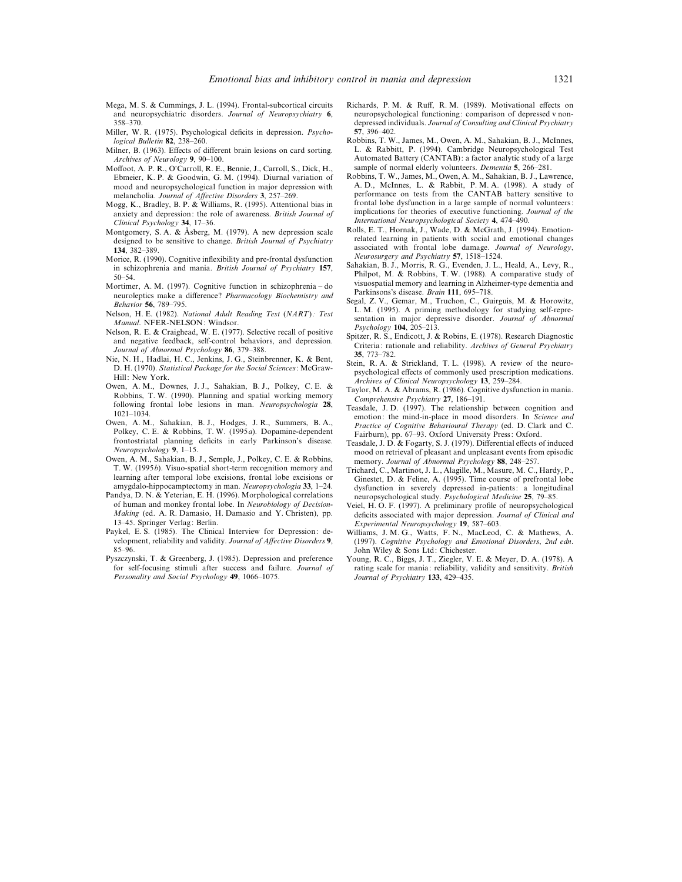Mega, M. S. & Cummings, J. L. (1994). Frontal-subcortical circuits and neuropsychiatric disorders. *Journal of Neuropsychiatry* **6**, 358–370.

Miller, W. R. (1975). Psychological deficits in depression. *Psychological Bulletin* **82**, 238–260.

Milner, B. (1963). Effects of different brain lesions on card sorting. *Archives of Neurology* **9**, 90–100.

Moffoot, A. P. R., O'Carroll, R. E., Bennie, J., Carroll, S., Dick, H., Ebmeier, K. P. & Goodwin, G. M. (1994). Diurnal variation of mood and neuropsychological function in major depression with melancholia. *Journal of Affective Disorders* **3**, 257–269.

Mogg, K., Bradley, B. P. & Williams, R. (1995). Attentional bias in anxiety and depression: the role of awareness. *British Journal of Clinical Psychology* **34**, 17–36.

Montgomery, S. A. & Åsberg, M. (1979). A new depression scale designed to be sensitive to change. *British Journal of Psychiatry* **134**, 382–389.

Morice, R. (1990). Cognitive inflexibility and pre-frontal dysfunction in schizophrenia and mania. *British Journal of Psychiatry* **157**, 50–54.

Mortimer, A. M. (1997). Cognitive function in schizophrenia – do neuroleptics make a difference? *Pharmacology Biochemistry and Behavior* **56**, 789–795.

Nelson, H. E. (1982). *National Adult Reading Test (NART): Test Manual*. NFER-NELSON: Windsor.

Nelson, R. E. & Craighead, W. E. (1977). Selective recall of positive and negative feedback, self-control behaviors, and depression. *Journal of Abnormal Psychology* **86**, 379–388.

Nie, N. H., Hadlai, H. C., Jenkins, J. G., Steinbrenner, K. & Bent, D. H. (1970). *Statistical Package for the Social Sciences*: McGraw-Hill: New York.

Owen, A. M., Downes, J. J., Sahakian, B. J., Polkey, C. E. & Robbins, T. W. (1990). Planning and spatial working memory following frontal lobe lesions in man. *Neuropsychologia* **28**, 1021–1034.

Owen, A. M., Sahakian, B. J., Hodges, J. R., Summers, B. A., Polkey, C. E. & Robbins, T. W. (1995*a*). Dopamine-dependent frontostriatal planning deficits in early Parkinson's disease. *Neuropsychology* **9**, 1–15.

Owen, A. M., Sahakian, B. J., Semple, J., Polkey, C. E. & Robbins, T. W. (1995*b*). Visuo-spatial short-term recognition memory and learning after temporal lobe excisions, frontal lobe excisions or amygdalo-hippocamptectomy in man. *Neuropsychologia* **33**, 1–24.

Pandya, D. N. & Yeterian, E. H. (1996). Morphological correlations of human and monkey frontal lobe. In *Neurobiology of Decision-Making* (ed. A. R. Damasio, H. Damasio and Y. Christen), pp. 13–45. Springer Verlag: Berlin.

Paykel, E. S. (1985). The Clinical Interview for Depression: development, reliability and validity. *Journal of Affective Disorders* **9**, 85–96.

Pyszczynski, T. & Greenberg, J. (1985). Depression and preference for self-focusing stimuli after success and failure. *Journal of Personality and Social Psychology* **49**, 1066–1075.

Richards, P. M. & Ruff, R. M. (1989). Motivational effects on neuropsychological functioning: comparison of depressed v non-depressed individuals. *Journal of Consulting and Clinical Psychiatry* **57**, 396–402.

Robbins, T. W., James, M., Owen, A. M., Sahakian, B. J., McInnes, L. & Rabbitt, P. (1994). Cambridge Neuropsychological Test Automated Battery (CANTAB): a factor analytic study of a large sample of normal elderly volunteers. *Dementia* **5**, 266–281.

Robbins, T. W., James, M., Owen, A. M., Sahakian, B. J., Lawrence, A. D., McInnes, L. & Rabbit, P. M. A. (1998). A study of performance on tests from the CANTAB battery sensitive to frontal lobe dysfunction in a large sample of normal volunteers: implications for theories of executive functioning. *Journal of the International Neuropsychological Society* **4**, 474–490.

Rolls, E. T., Hornak, J., Wade, D. & McGrath, J. (1994). Emotion-related learning in patients with social and emotional changes associated with frontal lobe damage. *Journal of Neurology, Neurosurgery and Psychiatry* **57**, 1518–1524.

Sahakian, B. J., Morris, R. G., Evenden, J. L., Heald, A., Levy, R., Philpot, M. & Robbins, T. W. (1988). A comparative study of visuospatial memory and learning in Alzheimer-type dementia and Parkinsons's disease. *Brain* **111**, 695–718.

Segal, Z. V., Gemar, M., Truchon, C., Guirguis, M. & Horowitz, L. M. (1995). A priming methodology for studying self-representation in major depressive disorder. *Journal of Abnormal Psychology* **104**, 205–213.

Spitzer, R. S., Endicott, J. & Robins, E. (1978). Research Diagnostic Criteria: rationale and reliability. *Archives of General Psychiatry* **35**, 773–782.

Stein, R. A. & Strickland, T. L. (1998). A review of the neuropsychological effects of commonly used prescription medications. *Archives of Clinical Neuropsychology* **13**, 259–284.

Taylor, M. A. & Abrams, R. (1986). Cognitive dysfunction in mania. *Comprehensive Psychiatry* **27**, 186–191.

Teasdale, J. D. (1997). The relationship between cognition and emotion: the mind-in-place in mood disorders. In *Science and Practice of Cognitive Behavioural Therapy* (ed. D. Clark and C. Fairburn), pp. 67–93. Oxford University Press: Oxford.

Teasdale, J. D. & Fogarty, S. J. (1979). Differential effects of induced mood on retrieval of pleasant and unpleasant events from episodic memory. *Journal of Abnormal Psychology* **88**, 248–257.

Trichard, C., Martinot, J. L., Alagille, M., Masure, M. C., Hardy, P., Ginestet, D. & Feline, A. (1995). Time course of prefrontal lobe dysfunction in severely depressed in-patients: a longitudinal neuropsychological study. *Psychological Medicine* **25**, 79–85.

Veiel, H. O. F. (1997). A preliminary profile of neuropsychological deficits associated with major depression. *Journal of Clinical and Experimental Neuropsychology* **19**, 587–603.

Williams, J. M. G., Watts, F. N., MacLeod, C. & Mathews, A. (1997). *Cognitive Psychology and Emotional Disorders*, *2nd edn*. John Wiley & Sons Ltd: Chichester.

Young, R. C., Biggs, J. T., Ziegler, V. E. & Meyer, D. A. (1978). A rating scale for mania: reliability, validity and sensitivity. *British Journal of Psychiatry* **133**, 429–435.